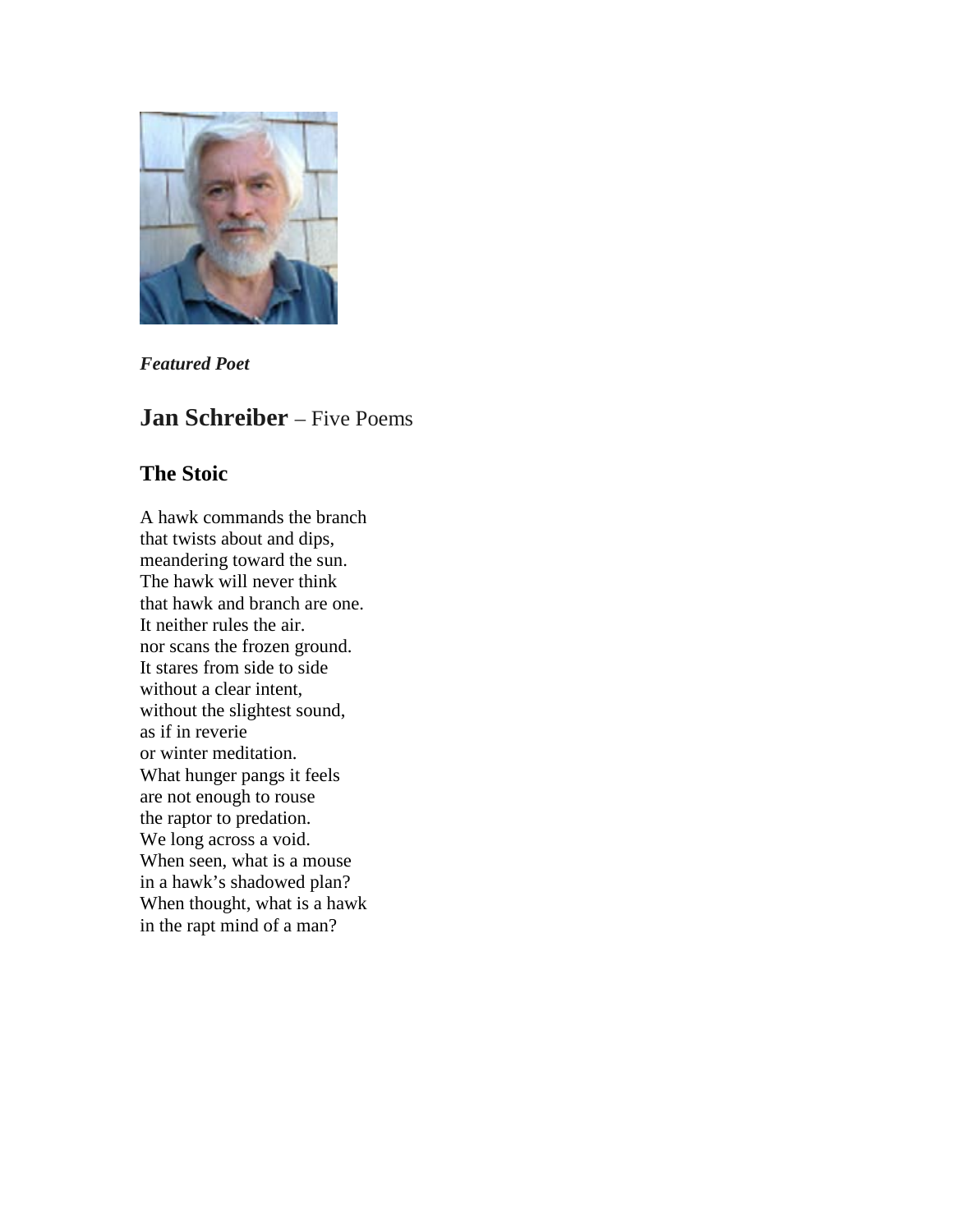*Featured Poet*

## **Jan Schreiber** – Five Poems

### The Stoic

A hawk commands the branch
that twists about and dips,
meandering toward the sun.
The hawk will never think
that hawk and branch are one.
It neither rules the air.
nor scans the frozen ground.
It stares from side to side
without a clear intent,
without the slightest sound,
as if in reverie
or winter meditation.
What hunger pangs it feels
are not enough to rouse
the raptor to predation.
We long across a void.
When seen, what is a mouse
in a hawk's shadowed plan?
When thought, what is a hawk
in the rapt mind of a man?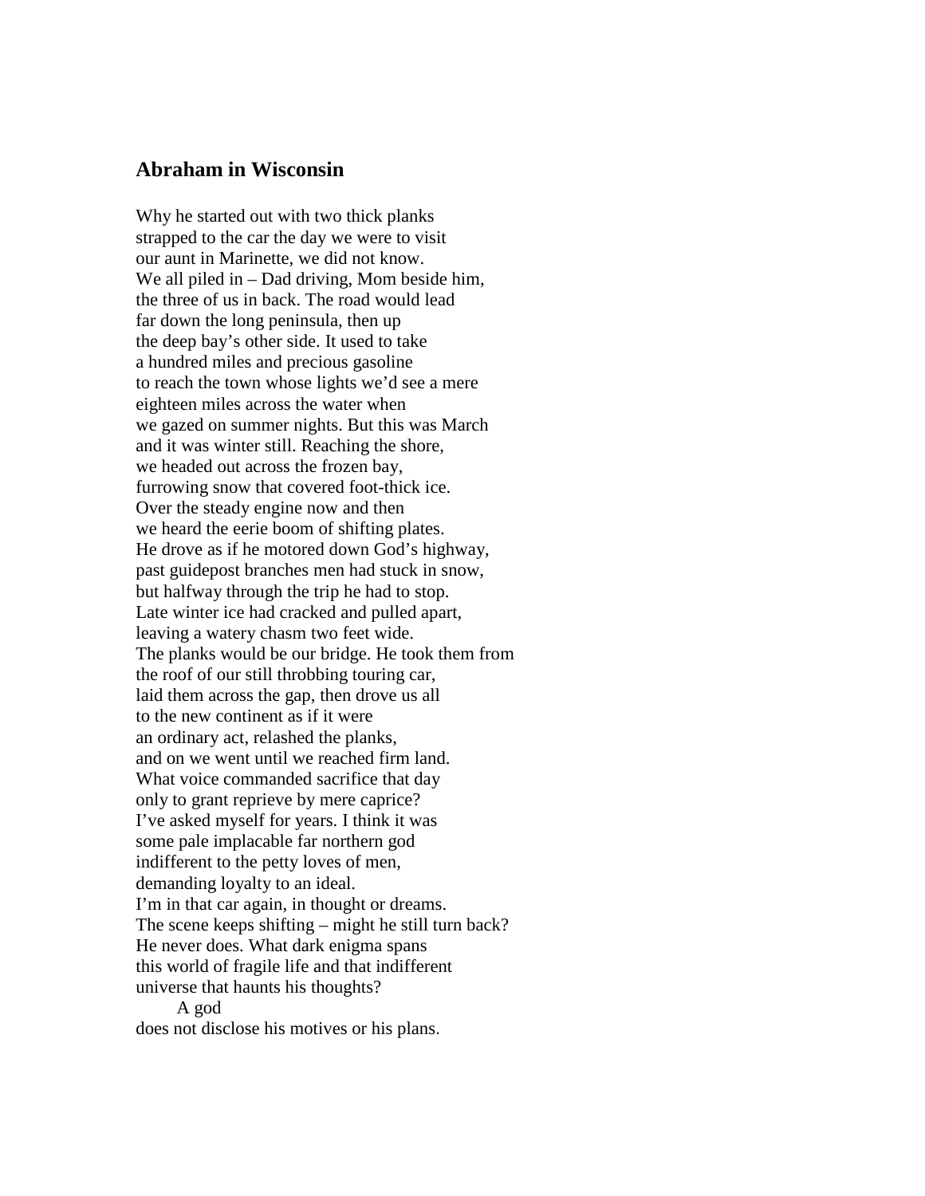## Abraham in Wisconsin

Why he started out with two thick planks
strapped to the car the day we were to visit
our aunt in Marinette, we did not know.
We all piled in – Dad driving, Mom beside him,
the three of us in back. The road would lead
far down the long peninsula, then up
the deep bay's other side. It used to take
a hundred miles and precious gasoline
to reach the town whose lights we'd see a mere
eighteen miles across the water when
we gazed on summer nights. But this was March
and it was winter still. Reaching the shore,
we headed out across the frozen bay,
furrowing snow that covered foot-thick ice.
Over the steady engine now and then
we heard the eerie boom of shifting plates.
He drove as if he motored down God's highway,
past guidepost branches men had stuck in snow,
but halfway through the trip he had to stop.
Late winter ice had cracked and pulled apart,
leaving a watery chasm two feet wide.
The planks would be our bridge. He took them from
the roof of our still throbbing touring car,
laid them across the gap, then drove us all
to the new continent as if it were
an ordinary act, relashed the planks,
and on we went until we reached firm land.
What voice commanded sacrifice that day
only to grant reprieve by mere caprice?
I've asked myself for years. I think it was
some pale implacable far northern god
indifferent to the petty loves of men,
demanding loyalty to an ideal.
I'm in that car again, in thought or dreams.
The scene keeps shifting – might he still turn back?
He never does. What dark enigma spans
this world of fragile life and that indifferent
universe that haunts his thoughts?
        A god
does not disclose his motives or his plans.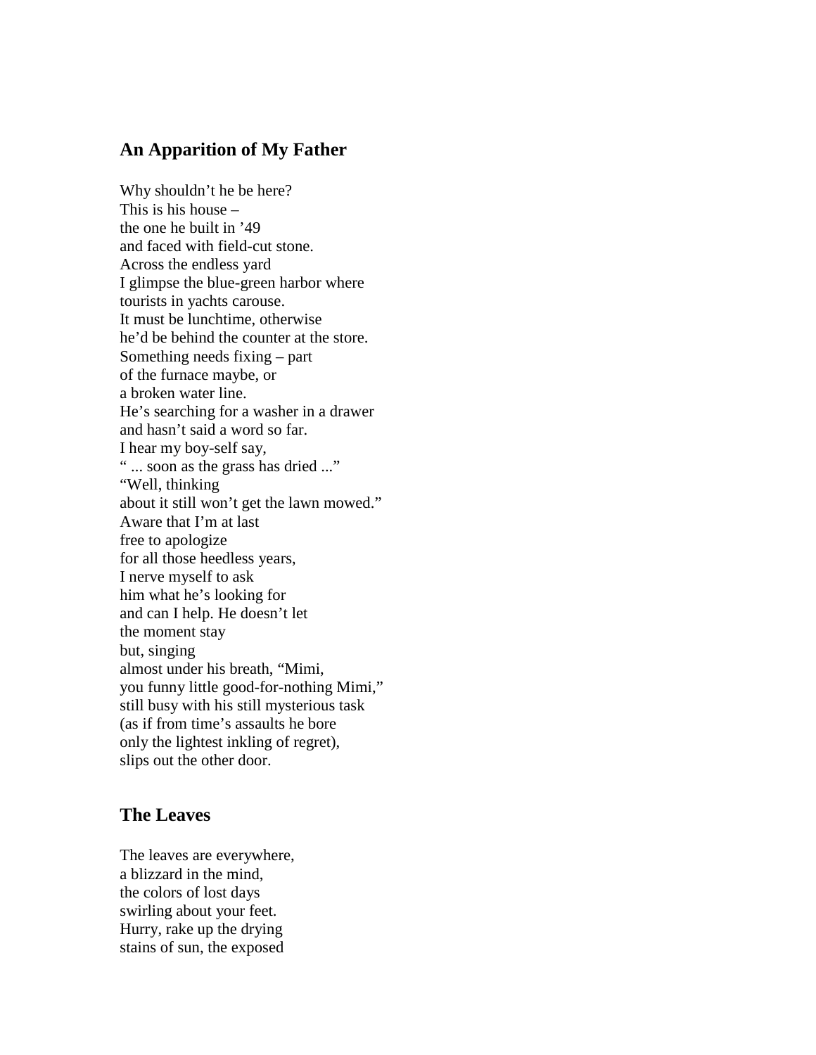## An Apparition of My Father

Why shouldn't he be here?
This is his house –
the one he built in '49
and faced with field-cut stone.
Across the endless yard
I glimpse the blue-green harbor where
tourists in yachts carouse.
It must be lunchtime, otherwise
he'd be behind the counter at the store.
Something needs fixing – part
of the furnace maybe, or
a broken water line.
He's searching for a washer in a drawer
and hasn't said a word so far.
I hear my boy-self say,
" ... soon as the grass has dried ..."
"Well, thinking
about it still won't get the lawn mowed."
Aware that I'm at last
free to apologize
for all those heedless years,
I nerve myself to ask
him what he's looking for
and can I help. He doesn't let
the moment stay
but, singing
almost under his breath, "Mimi,
you funny little good-for-nothing Mimi,"
still busy with his still mysterious task
(as if from time's assaults he bore
only the lightest inkling of regret),
slips out the other door.

## The Leaves

The leaves are everywhere,
a blizzard in the mind,
the colors of lost days
swirling about your feet.
Hurry, rake up the drying
stains of sun, the exposed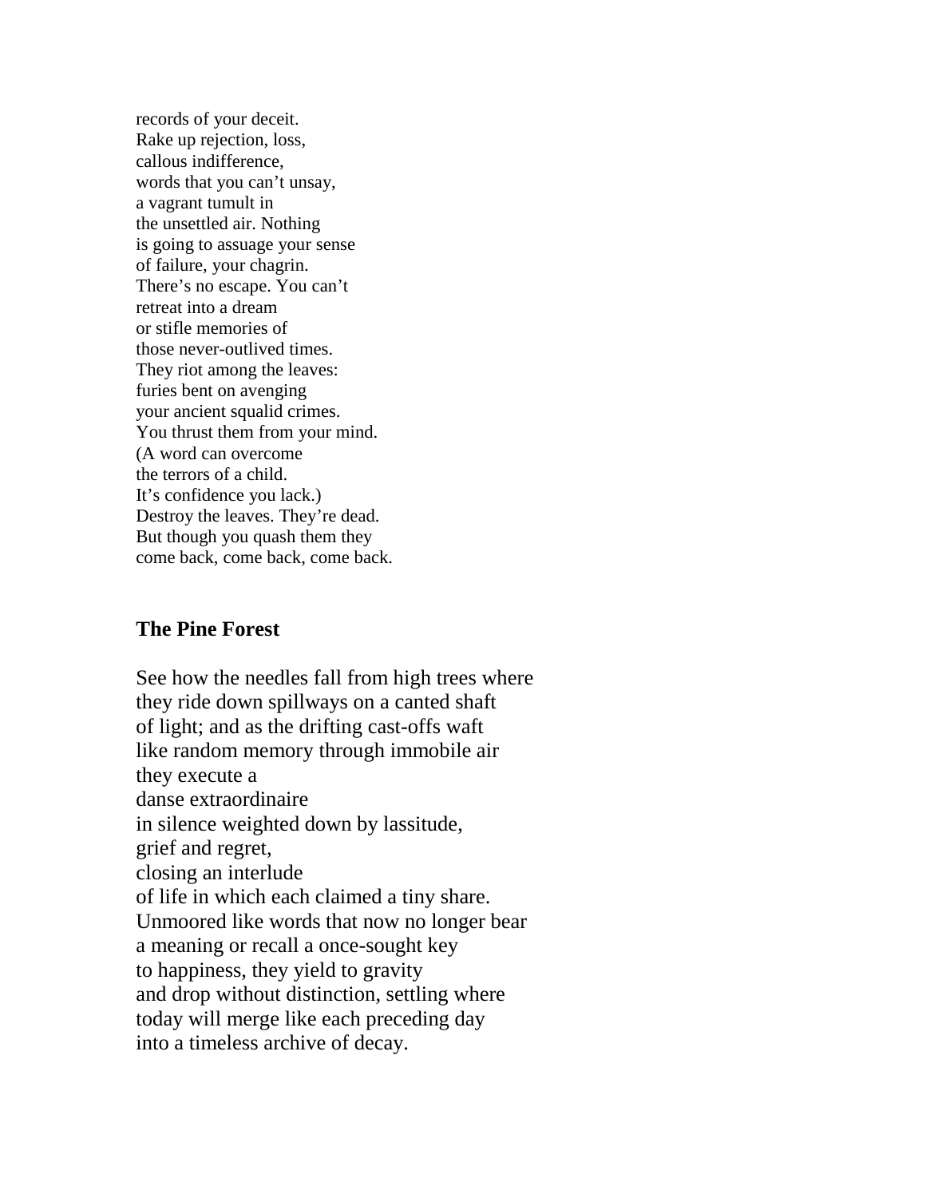records of your deceit.  
Rake up rejection, loss,  
callous indifference,  
words that you can't unsay,  
a vagrant tumult in  
the unsettled air. Nothing  
is going to assuage your sense  
of failure, your chagrin.  
There's no escape. You can't  
retreat into a dream  
or stifle memories of  
those never-outlived times.  
They riot among the leaves:  
furies bent on avenging  
your ancient squalid crimes.  
You thrust them from your mind.  
(A word can overcome  
the terrors of a child.  
It's confidence you lack.)  
Destroy the leaves. They're dead.  
But though you quash them they  
come back, come back, come back.

## The Pine Forest

See how the needles fall from high trees where  
they ride down spillways on a canted shaft  
of light; and as the drifting cast-offs waft  
like random memory through immobile air  
they execute a  
danse extraordinaire  
in silence weighted down by lassitude,  
grief and regret,  
closing an interlude  
of life in which each claimed a tiny share.  
Unmoored like words that now no longer bear  
a meaning or recall a once-sought key  
to happiness, they yield to gravity  
and drop without distinction, settling where  
today will merge like each preceding day  
into a timeless archive of decay.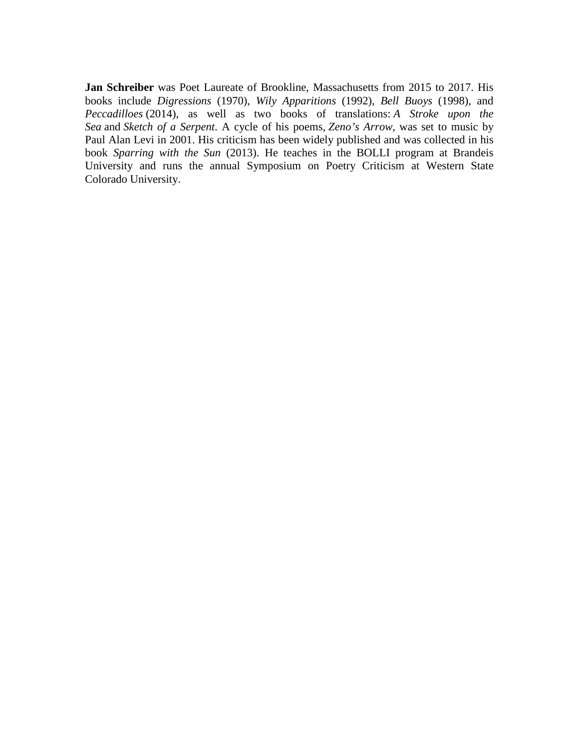**Jan Schreiber** was Poet Laureate of Brookline, Massachusetts from 2015 to 2017. His books include *Digressions* (1970), *Wily Apparitions* (1992), *Bell Buoys* (1998), and *Peccadilloes* (2014), as well as two books of translations: *A Stroke upon the Sea* and *Sketch of a Serpent*. A cycle of his poems, *Zeno's Arrow*, was set to music by Paul Alan Levi in 2001. His criticism has been widely published and was collected in his book *Sparring with the Sun* (2013). He teaches in the BOLLI program at Brandeis University and runs the annual Symposium on Poetry Criticism at Western State Colorado University.